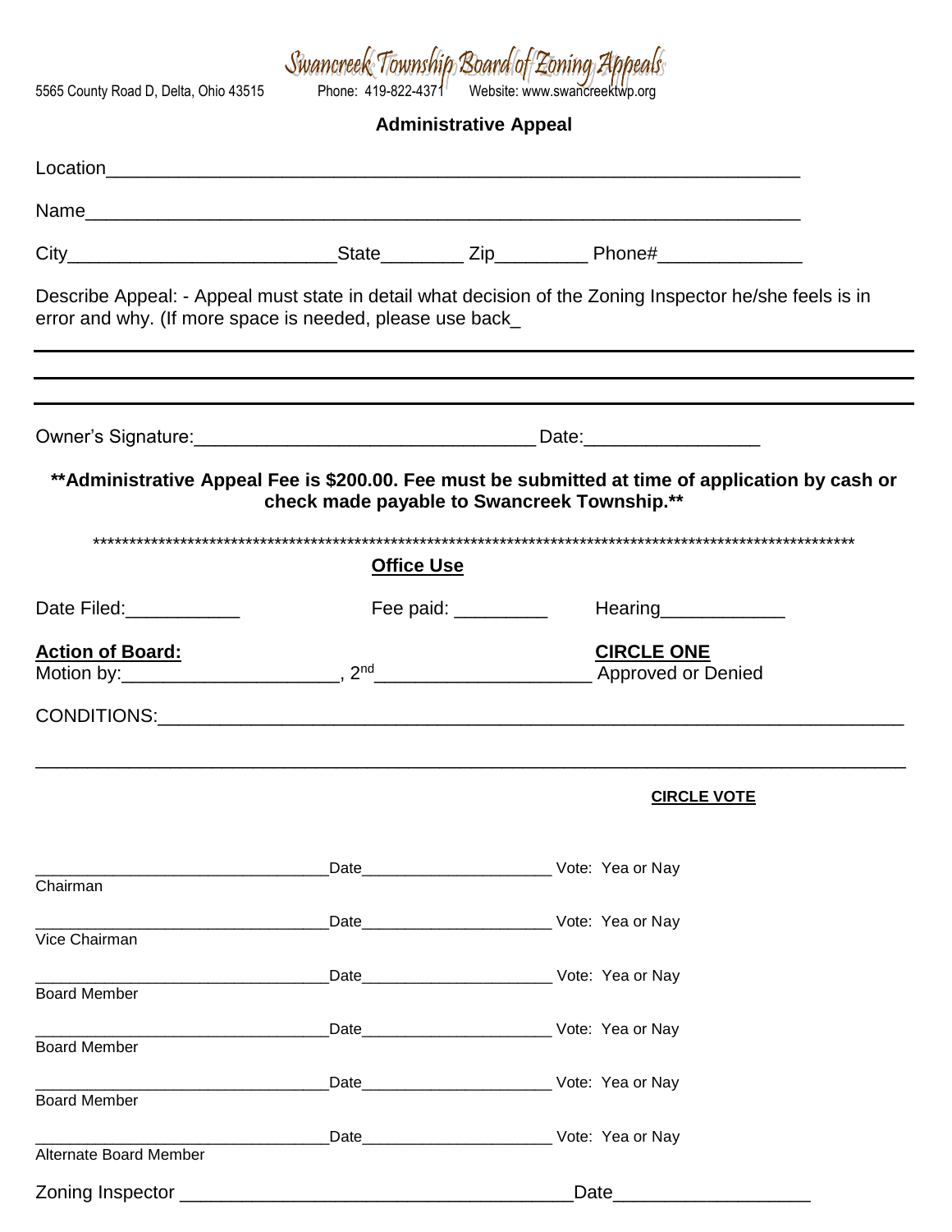# Swancreek Township Board of Zoning Appeals

5565 County Road D, Delta, Ohio 43515 Phone: 419-822-4371 Website: www.swancreektwp.org

## Administrative Appeal

Location_________________________________________________________________

Name___________________________________________________________________

City_________________________State________ Zip_________ Phone#______________

Describe Appeal: - Appeal must state in detail what decision of the Zoning Inspector he/she feels is in error and why. (If more space is needed, please use back_

______________________________________________________________________________

______________________________________________________________________________

______________________________________________________________________________

Owner's Signature:________________________________ Date:________________

**\*\*Administrative Appeal Fee is $200.00. Fee must be submitted at time of application by cash or check made payable to Swancreek Township.\*\***

\*\*\*\*\*\*\*\*\*\*\*\*\*\*\*\*\*\*\*\*\*\*\*\*\*\*\*\*\*\*\*\*\*\*\*\*\*\*\*\*\*\*\*\*\*\*\*\*\*\*\*\*\*\*\*\*\*\*\*\*\*\*\*\*\*\*\*\*\*\*\*\*\*\*\*\*\*\*\*\*\*\*\*\*\*\*\*\*\*\*\*\*\*\*\*\*\*\*\*\*\*\*\*\*\*\*

**Office Use**

Date Filed:___________ Fee paid: _________ Hearing____________

**Action of Board:** **CIRCLE ONE**

Motion by:____________________, 2nd____________________ Approved or Denied

CONDITIONS:____________________________________________________________

______________________________________________________________________________

**CIRCLE VOTE**

_________________________________Date_____________________ Vote: Yea or Nay
Chairman

_________________________________Date_____________________ Vote: Yea or Nay
Vice Chairman

_________________________________Date_____________________ Vote: Yea or Nay
Board Member

_________________________________Date_____________________ Vote: Yea or Nay
Board Member

_________________________________Date_____________________ Vote: Yea or Nay
Board Member

_________________________________Date_____________________ Vote: Yea or Nay
Alternate Board Member

Zoning Inspector _____________________________________Date__________________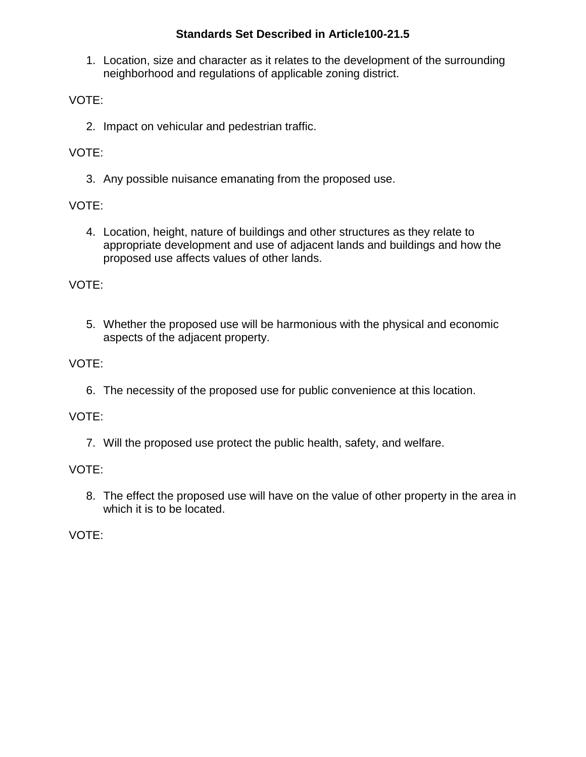**Standards Set Described in Article100-21.5**

1. Location, size and character as it relates to the development of the surrounding neighborhood and regulations of applicable zoning district.

VOTE:

2. Impact on vehicular and pedestrian traffic.

VOTE:

3. Any possible nuisance emanating from the proposed use.

VOTE:

4. Location, height, nature of buildings and other structures as they relate to appropriate development and use of adjacent lands and buildings and how the proposed use affects values of other lands.

VOTE:

5. Whether the proposed use will be harmonious with the physical and economic aspects of the adjacent property.

VOTE:

6. The necessity of the proposed use for public convenience at this location.

VOTE:

7. Will the proposed use protect the public health, safety, and welfare.

VOTE:

8. The effect the proposed use will have on the value of other property in the area in which it is to be located.

VOTE: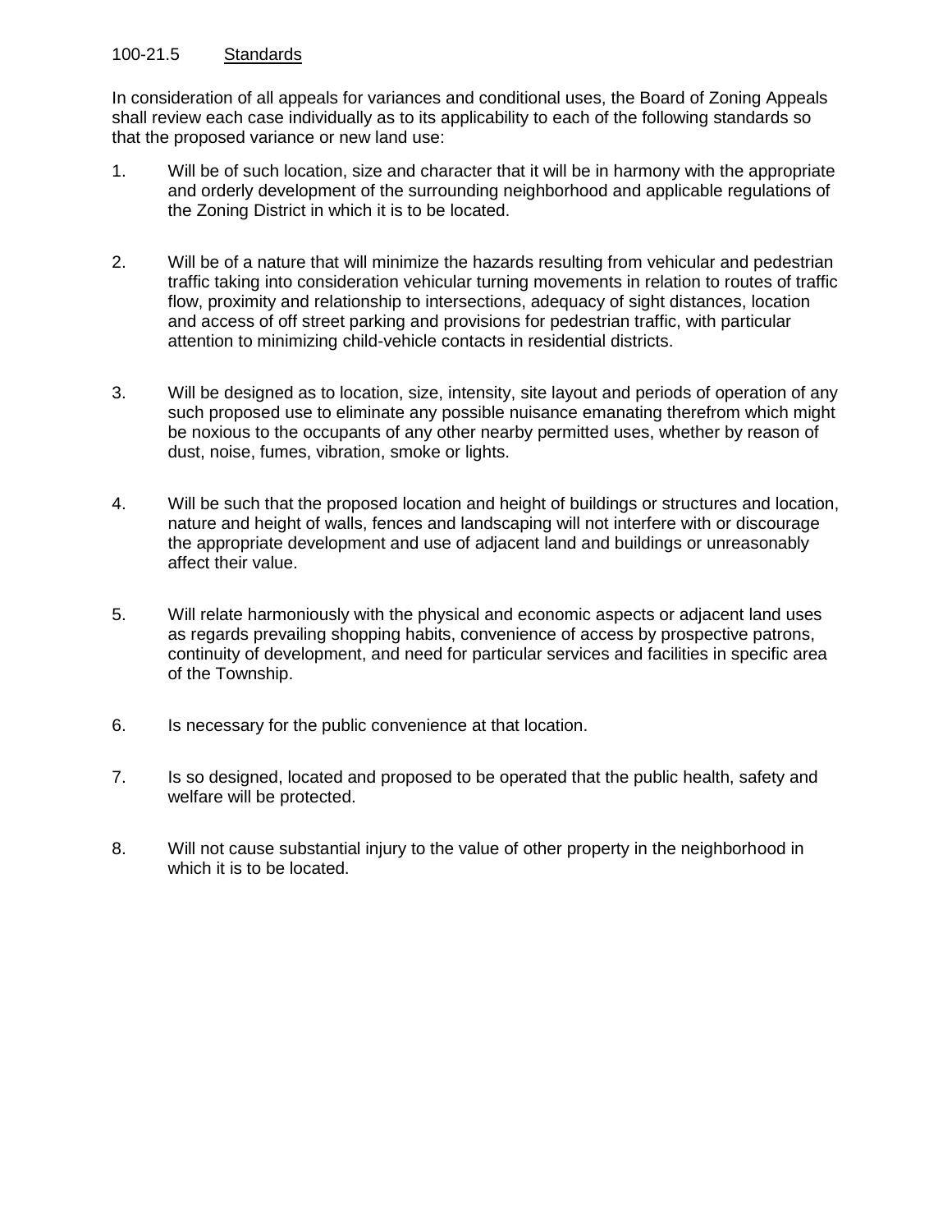100-21.5 <u>Standards</u>

In consideration of all appeals for variances and conditional uses, the Board of Zoning Appeals shall review each case individually as to its applicability to each of the following standards so that the proposed variance or new land use:

1. Will be of such location, size and character that it will be in harmony with the appropriate and orderly development of the surrounding neighborhood and applicable regulations of the Zoning District in which it is to be located.

2. Will be of a nature that will minimize the hazards resulting from vehicular and pedestrian traffic taking into consideration vehicular turning movements in relation to routes of traffic flow, proximity and relationship to intersections, adequacy of sight distances, location and access of off street parking and provisions for pedestrian traffic, with particular attention to minimizing child-vehicle contacts in residential districts.

3. Will be designed as to location, size, intensity, site layout and periods of operation of any such proposed use to eliminate any possible nuisance emanating therefrom which might be noxious to the occupants of any other nearby permitted uses, whether by reason of dust, noise, fumes, vibration, smoke or lights.

4. Will be such that the proposed location and height of buildings or structures and location, nature and height of walls, fences and landscaping will not interfere with or discourage the appropriate development and use of adjacent land and buildings or unreasonably affect their value.

5. Will relate harmoniously with the physical and economic aspects or adjacent land uses as regards prevailing shopping habits, convenience of access by prospective patrons, continuity of development, and need for particular services and facilities in specific area of the Township.

6. Is necessary for the public convenience at that location.

7. Is so designed, located and proposed to be operated that the public health, safety and welfare will be protected.

8. Will not cause substantial injury to the value of other property in the neighborhood in which it is to be located.